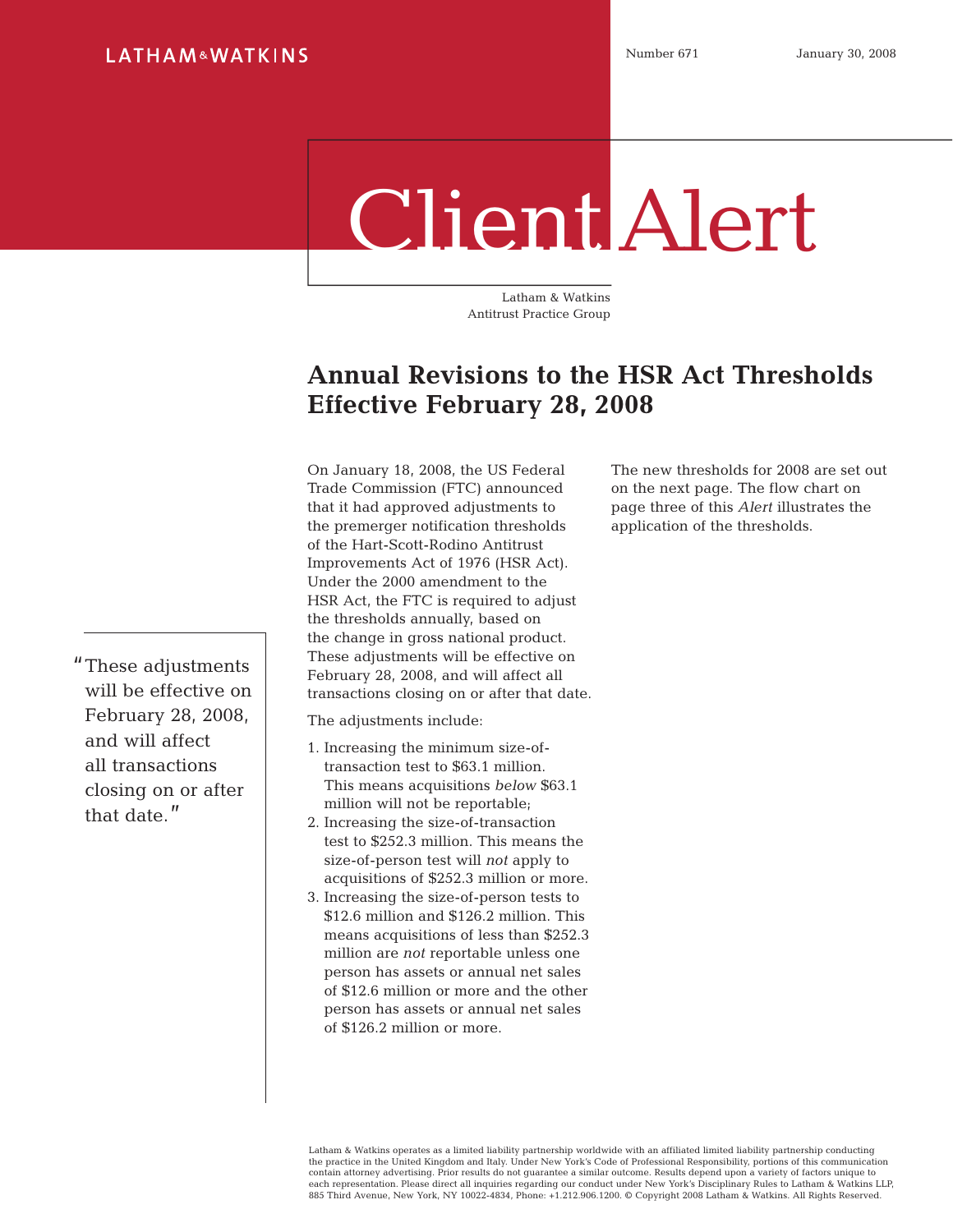LATHAM & WATKINS

Number 671 January 30, 2008

# Client Alert

Latham & Watkins
Antitrust Practice Group

## Annual Revisions to the HSR Act Thresholds Effective February 28, 2008

On January 18, 2008, the US Federal Trade Commission (FTC) announced that it had approved adjustments to the premerger notification thresholds of the Hart-Scott-Rodino Antitrust Improvements Act of 1976 (HSR Act). Under the 2000 amendment to the HSR Act, the FTC is required to adjust the thresholds annually, based on the change in gross national product. These adjustments will be effective on February 28, 2008, and will affect all transactions closing on or after that date.

> "These adjustments will be effective on February 28, 2008, and will affect all transactions closing on or after that date."

The adjustments include:

1. Increasing the minimum size-of-transaction test to $63.1 million. This means acquisitions *below* $63.1 million will not be reportable;
2. Increasing the size-of-transaction test to $252.3 million. This means the size-of-person test will *not* apply to acquisitions of $252.3 million or more.
3. Increasing the size-of-person tests to $12.6 million and $126.2 million. This means acquisitions of less than $252.3 million are *not* reportable unless one person has assets or annual net sales of $12.6 million or more and the other person has assets or annual net sales of $126.2 million or more.

The new thresholds for 2008 are set out on the next page. The flow chart on page three of this *Alert* illustrates the application of the thresholds.

Latham & Watkins operates as a limited liability partnership worldwide with an affiliated limited liability partnership conducting the practice in the United Kingdom and Italy. Under New York's Code of Professional Responsibility, portions of this communication contain attorney advertising. Prior results do not guarantee a similar outcome. Results depend upon a variety of factors unique to each representation. Please direct all inquiries regarding our conduct under New York's Disciplinary Rules to Latham & Watkins LLP, 885 Third Avenue, New York, NY 10022-4834, Phone: +1.212.906.1200. © Copyright 2008 Latham & Watkins. All Rights Reserved.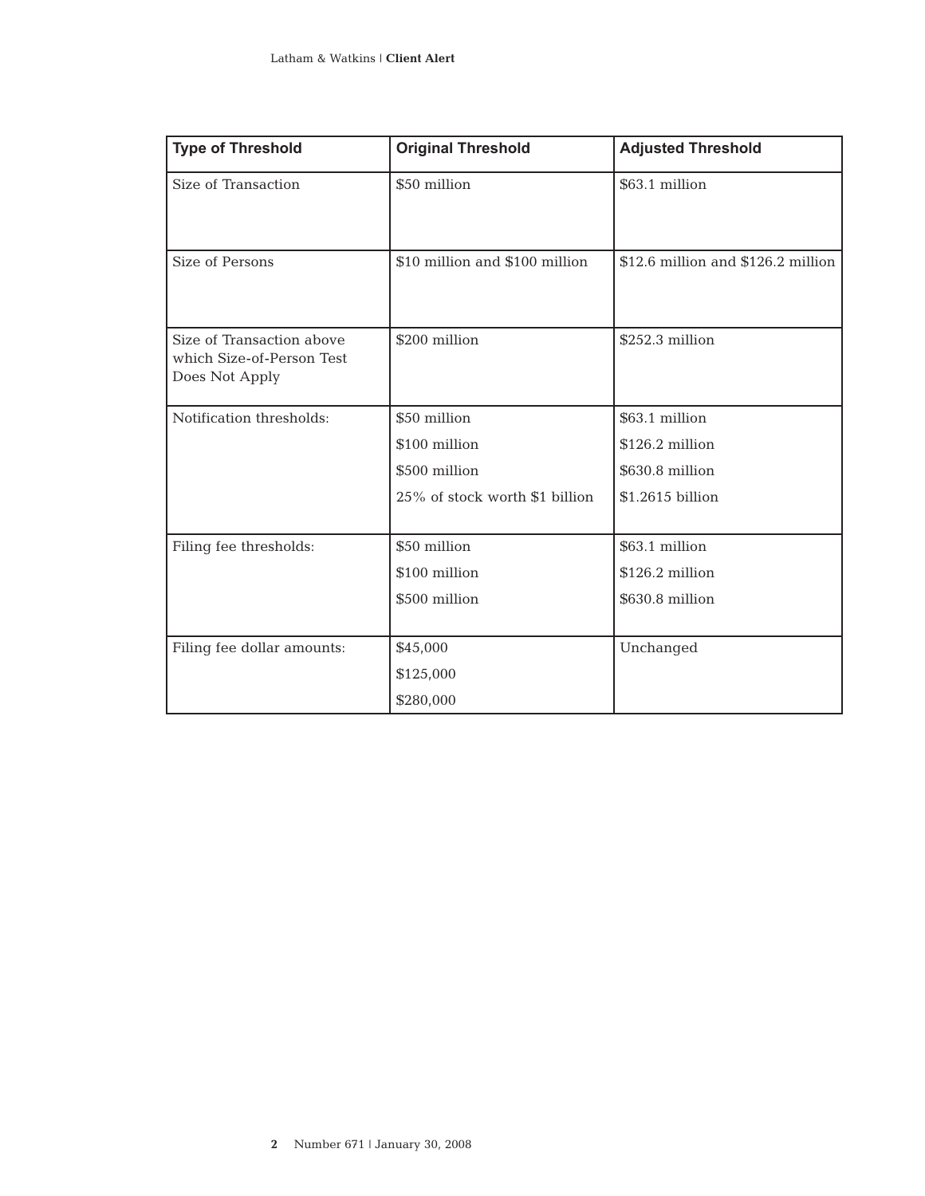| Type of Threshold | Original Threshold | Adjusted Threshold |
|---|---|---|
| Size of Transaction | $50 million | $63.1 million |
| Size of Persons | $10 million and $100 million | $12.6 million and $126.2 million |
| Size of Transaction above which Size-of-Person Test Does Not Apply | $200 million | $252.3 million |
| Notification thresholds: | $50 million<br>$100 million<br>$500 million<br>25% of stock worth $1 billion | $63.1 million<br>$126.2 million<br>$630.8 million<br>$1.2615 billion |
| Filing fee thresholds: | $50 million<br>$100 million<br>$500 million | $63.1 million<br>$126.2 million<br>$630.8 million |
| Filing fee dollar amounts: | $45,000<br>$125,000<br>$280,000 | Unchanged |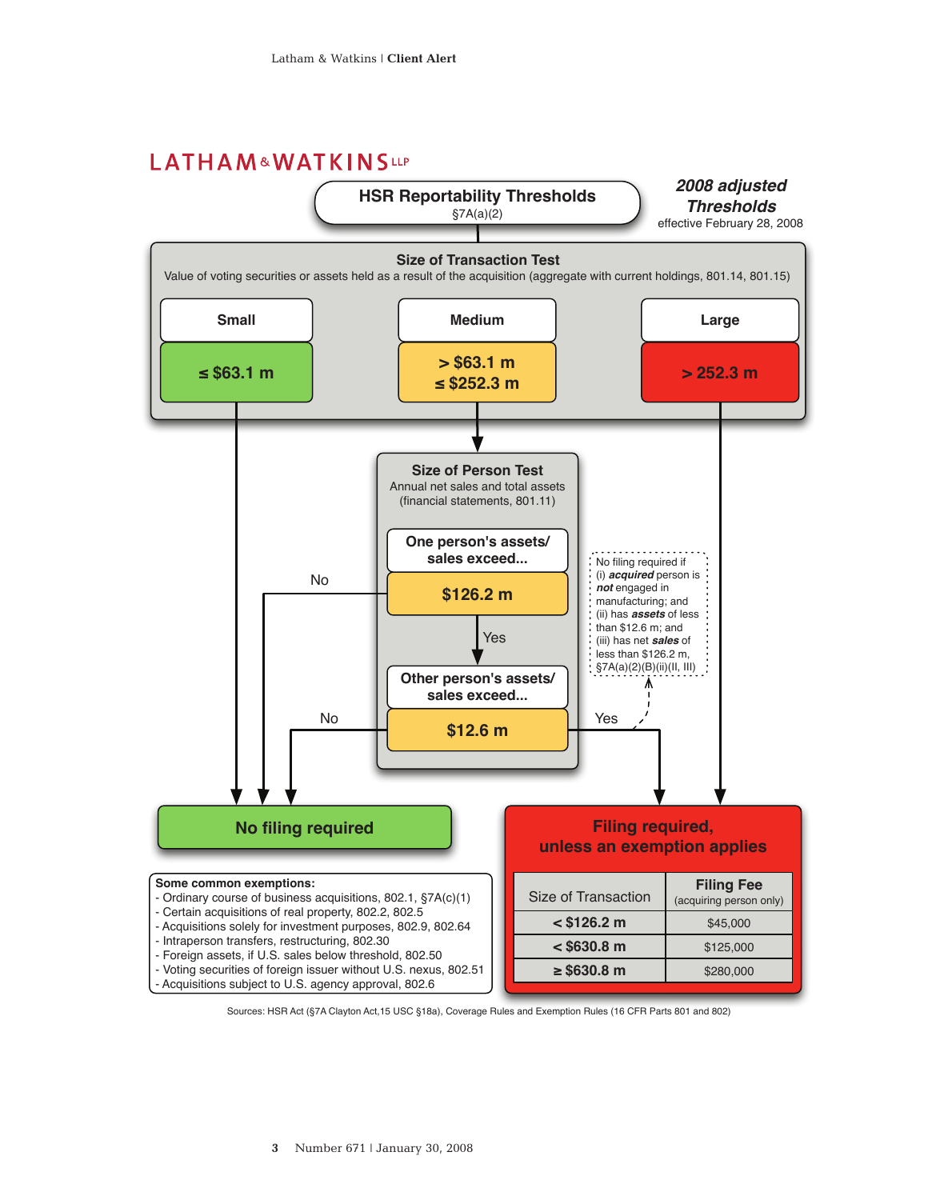LATHAM & WATKINS LLP

# HSR Reportability Thresholds

§7A(a)(2)

***2008 adjusted Thresholds***
effective February 28, 2008

## Size of Transaction Test

Value of voting securities or assets held as a result of the acquisition (aggregate with current holdings, 801.14, 801.15)

| Small | Medium | Large |
|---|---|---|
| ≤ $63.1 m | > $63.1 m ≤ $252.3 m | > 252.3 m |

## Size of Person Test

Annual net sales and total assets (financial statements, 801.11)

**One person's assets/ sales exceed...**

**$126.2 m**

No → No filing required

Yes ↓

**Other person's assets/ sales exceed...**

**$12.6 m**

No → No filing required

Yes → Filing required, unless an exemption applies

No filing required if (i) ***acquired*** person is ***not*** engaged in manufacturing; and (ii) has ***assets*** of less than $12.6 m; and (iii) has net ***sales*** of less than $126.2 m, §7A(a)(2)(B)(ii)(II, III)

## No filing required

**Some common exemptions:**

- Ordinary course of business acquisitions, 802.1, §7A(c)(1)
- Certain acquisitions of real property, 802.2, 802.5
- Acquisitions solely for investment purposes, 802.9, 802.64
- Intraperson transfers, restructuring, 802.30
- Foreign assets, if U.S. sales below threshold, 802.50
- Voting securities of foreign issuer without U.S. nexus, 802.51
- Acquisitions subject to U.S. agency approval, 802.6

## Filing required, unless an exemption applies

| Size of Transaction | Filing Fee (acquiring person only) |
|---|---|
| < $126.2 m | $45,000 |
| < $630.8 m | $125,000 |
| ≥ $630.8 m | $280,000 |

Sources: HSR Act (§7A Clayton Act,15 USC §18a), Coverage Rules and Exemption Rules (16 CFR Parts 801 and 802)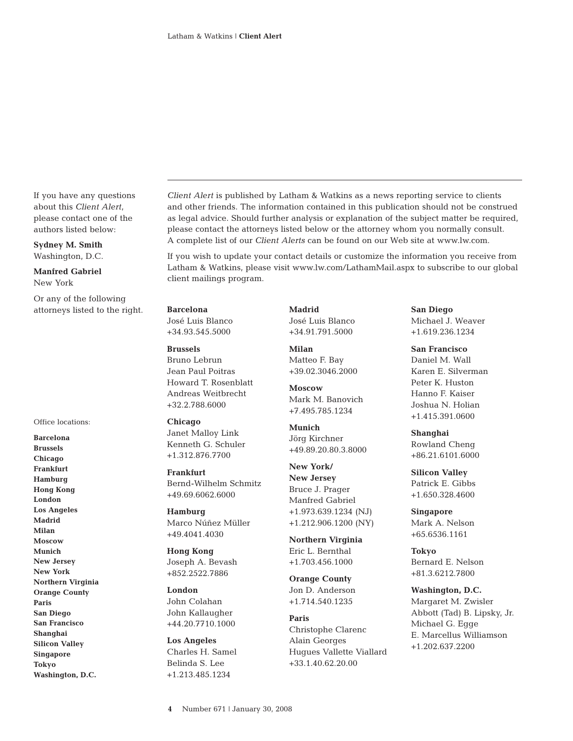*Client Alert* is published by Latham & Watkins as a news reporting service to clients and other friends. The information contained in this publication should not be construed as legal advice. Should further analysis or explanation of the subject matter be required, please contact the attorneys listed below or the attorney whom you normally consult. A complete list of our *Client Alerts* can be found on our Web site at www.lw.com.

If you wish to update your contact details or customize the information you receive from Latham & Watkins, please visit www.lw.com/LathamMail.aspx to subscribe to our global client mailings program.

If you have any questions about this *Client Alert*, please contact one of the authors listed below:

**Sydney M. Smith**
Washington, D.C.

**Manfred Gabriel**
New York

Or any of the following attorneys listed to the right.

**Barcelona**
José Luis Blanco
+34.93.545.5000

**Brussels**
Bruno Lebrun
Jean Paul Poitras
Howard T. Rosenblatt
Andreas Weitbrecht
+32.2.788.6000

**Chicago**
Janet Malloy Link
Kenneth G. Schuler
+1.312.876.7700

**Frankfurt**
Bernd-Wilhelm Schmitz
+49.69.6062.6000

**Hamburg**
Marco Núñez Müller
+49.4041.4030

**Hong Kong**
Joseph A. Bevash
+852.2522.7886

**London**
John Colahan
John Kallaugher
+44.20.7710.1000

**Los Angeles**
Charles H. Samel
Belinda S. Lee
+1.213.485.1234

**Madrid**
José Luis Blanco
+34.91.791.5000

**Milan**
Matteo F. Bay
+39.02.3046.2000

**Moscow**
Mark M. Banovich
+7.495.785.1234

**Munich**
Jörg Kirchner
+49.89.20.80.3.8000

**New York/ New Jersey**
Bruce J. Prager
Manfred Gabriel
+1.973.639.1234 (NJ)
+1.212.906.1200 (NY)

**Northern Virginia**
Eric L. Bernthal
+1.703.456.1000

**Orange County**
Jon D. Anderson
+1.714.540.1235

**Paris**
Christophe Clarenc
Alain Georges
Hugues Vallette Viallard
+33.1.40.62.20.00

**San Diego**
Michael J. Weaver
+1.619.236.1234

**San Francisco**
Daniel M. Wall
Karen E. Silverman
Peter K. Huston
Hanno F. Kaiser
Joshua N. Holian
+1.415.391.0600

**Shanghai**
Rowland Cheng
+86.21.6101.6000

**Silicon Valley**
Patrick E. Gibbs
+1.650.328.4600

**Singapore**
Mark A. Nelson
+65.6536.1161

**Tokyo**
Bernard E. Nelson
+81.3.6212.7800

**Washington, D.C.**
Margaret M. Zwisler
Abbott (Tad) B. Lipsky, Jr.
Michael G. Egge
E. Marcellus Williamson
+1.202.637.2200

Office locations:

**Barcelona**
**Brussels**
**Chicago**
**Frankfurt**
**Hamburg**
**Hong Kong**
**London**
**Los Angeles**
**Madrid**
**Milan**
**Moscow**
**Munich**
**New Jersey**
**New York**
**Northern Virginia**
**Orange County**
**Paris**
**San Diego**
**San Francisco**
**Shanghai**
**Silicon Valley**
**Singapore**
**Tokyo**
**Washington, D.C.**